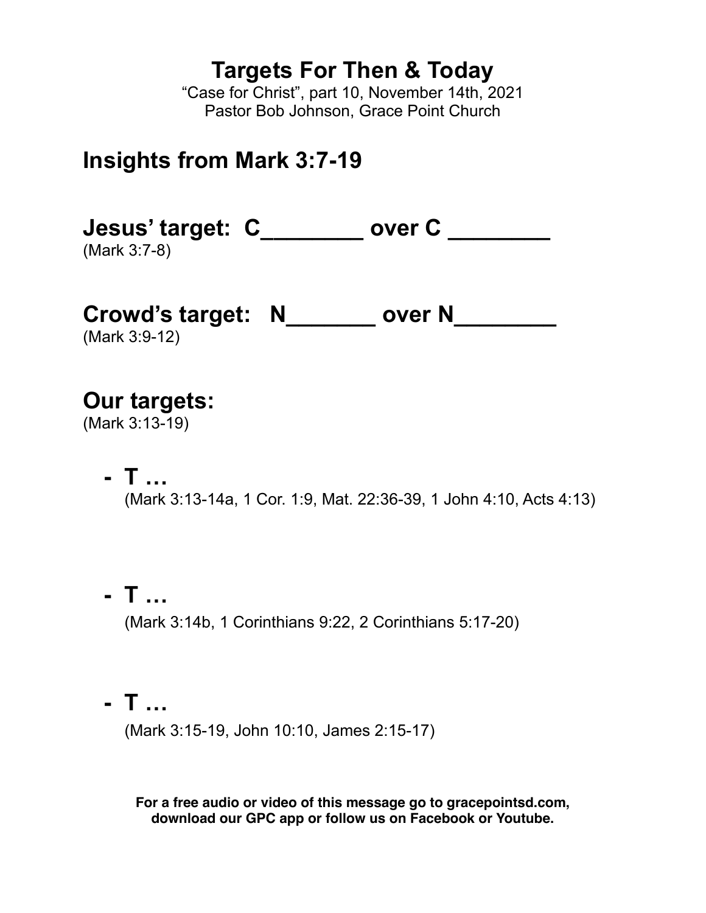# Targets For Then & Today

"Case for Christ", part 10, November 14th, 2021
Pastor Bob Johnson, Grace Point Church

## Insights from Mark 3:7-19

## Jesus' target: C________ over C ________

(Mark 3:7-8)

## Crowd's target: N_______ over N________

(Mark 3:9-12)

## Our targets:

(Mark 3:13-19)

- **T …**
  (Mark 3:13-14a, 1 Cor. 1:9, Mat. 22:36-39, 1 John 4:10, Acts 4:13)

- **T …**
  (Mark 3:14b, 1 Corinthians 9:22, 2 Corinthians 5:17-20)

- **T …**
  (Mark 3:15-19, John 10:10, James 2:15-17)

**For a free audio or video of this message go to gracepointsd.com, download our GPC app or follow us on Facebook or Youtube.**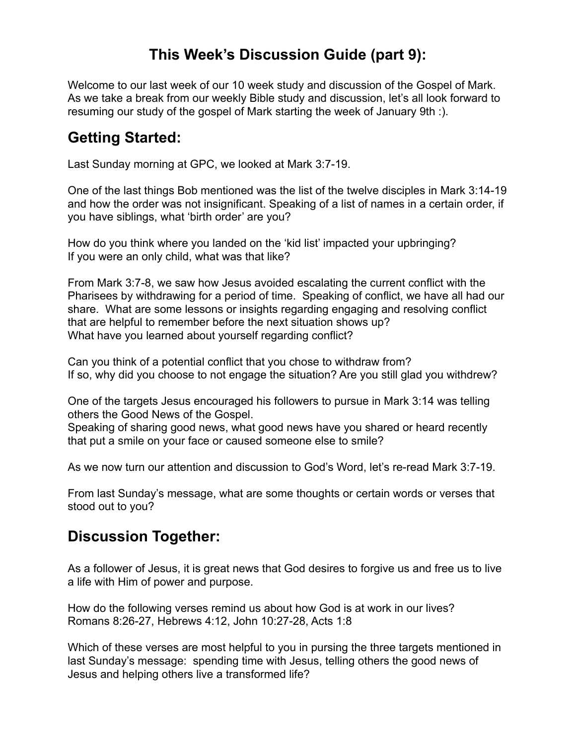# This Week's Discussion Guide (part 9):

Welcome to our last week of our 10 week study and discussion of the Gospel of Mark. As we take a break from our weekly Bible study and discussion, let's all look forward to resuming our study of the gospel of Mark starting the week of January 9th :).

## Getting Started:

Last Sunday morning at GPC, we looked at Mark 3:7-19.

One of the last things Bob mentioned was the list of the twelve disciples in Mark 3:14-19 and how the order was not insignificant. Speaking of a list of names in a certain order, if you have siblings, what 'birth order' are you?

How do you think where you landed on the 'kid list' impacted your upbringing?
If you were an only child, what was that like?

From Mark 3:7-8, we saw how Jesus avoided escalating the current conflict with the Pharisees by withdrawing for a period of time. Speaking of conflict, we have all had our share. What are some lessons or insights regarding engaging and resolving conflict that are helpful to remember before the next situation shows up?
What have you learned about yourself regarding conflict?

Can you think of a potential conflict that you chose to withdraw from?
If so, why did you choose to not engage the situation? Are you still glad you withdrew?

One of the targets Jesus encouraged his followers to pursue in Mark 3:14 was telling others the Good News of the Gospel.
Speaking of sharing good news, what good news have you shared or heard recently that put a smile on your face or caused someone else to smile?

As we now turn our attention and discussion to God's Word, let's re-read Mark 3:7-19.

From last Sunday's message, what are some thoughts or certain words or verses that stood out to you?

## Discussion Together:

As a follower of Jesus, it is great news that God desires to forgive us and free us to live a life with Him of power and purpose.

How do the following verses remind us about how God is at work in our lives?
Romans 8:26-27, Hebrews 4:12, John 10:27-28, Acts 1:8

Which of these verses are most helpful to you in pursing the three targets mentioned in last Sunday's message: spending time with Jesus, telling others the good news of Jesus and helping others live a transformed life?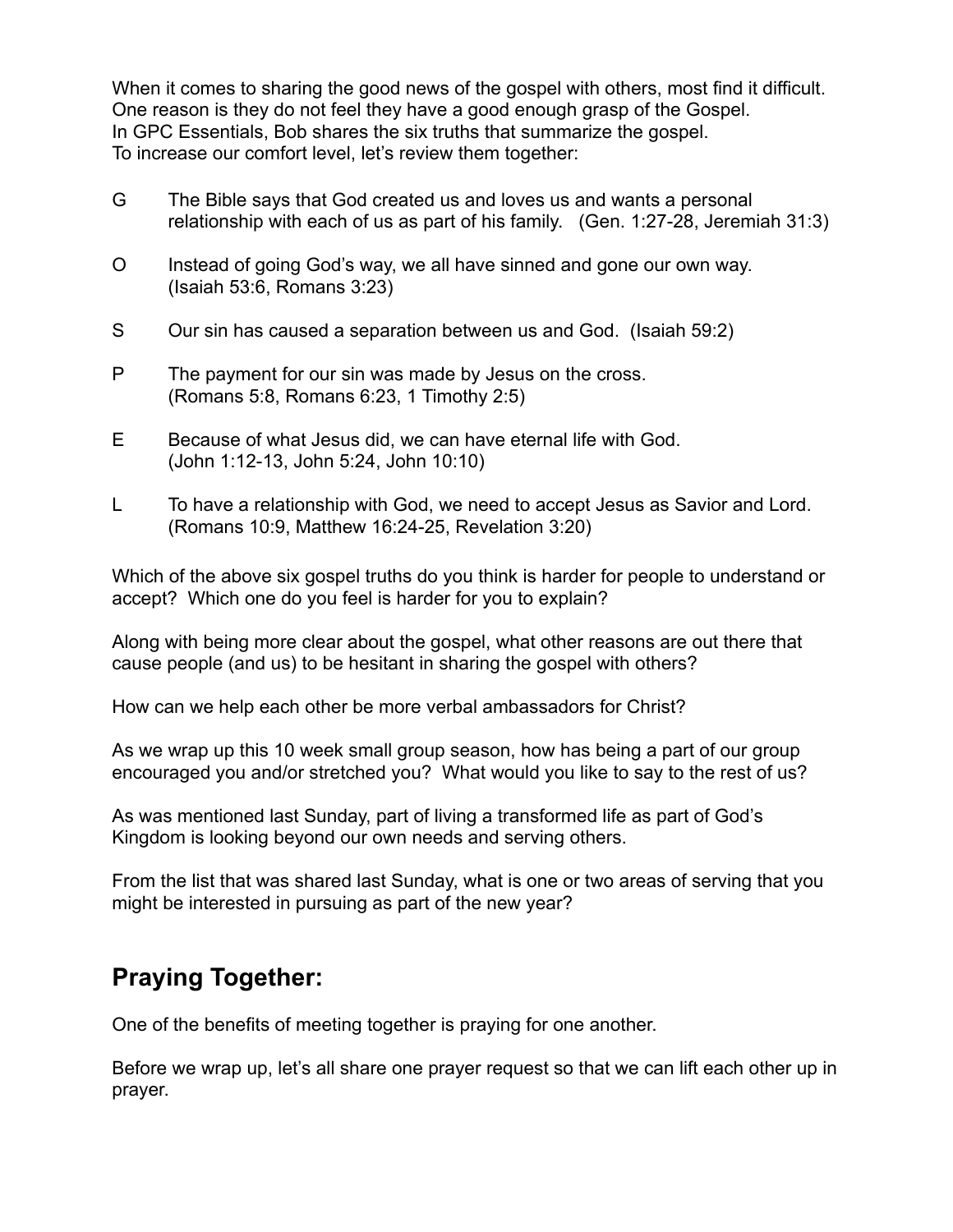When it comes to sharing the good news of the gospel with others, most find it difficult. One reason is they do not feel they have a good enough grasp of the Gospel. In GPC Essentials, Bob shares the six truths that summarize the gospel. To increase our comfort level, let's review them together:

G The Bible says that God created us and loves us and wants a personal relationship with each of us as part of his family. (Gen. 1:27-28, Jeremiah 31:3)

O Instead of going God's way, we all have sinned and gone our own way. (Isaiah 53:6, Romans 3:23)

S Our sin has caused a separation between us and God. (Isaiah 59:2)

P The payment for our sin was made by Jesus on the cross. (Romans 5:8, Romans 6:23, 1 Timothy 2:5)

E Because of what Jesus did, we can have eternal life with God. (John 1:12-13, John 5:24, John 10:10)

L To have a relationship with God, we need to accept Jesus as Savior and Lord. (Romans 10:9, Matthew 16:24-25, Revelation 3:20)

Which of the above six gospel truths do you think is harder for people to understand or accept? Which one do you feel is harder for you to explain?

Along with being more clear about the gospel, what other reasons are out there that cause people (and us) to be hesitant in sharing the gospel with others?

How can we help each other be more verbal ambassadors for Christ?

As we wrap up this 10 week small group season, how has being a part of our group encouraged you and/or stretched you? What would you like to say to the rest of us?

As was mentioned last Sunday, part of living a transformed life as part of God's Kingdom is looking beyond our own needs and serving others.

From the list that was shared last Sunday, what is one or two areas of serving that you might be interested in pursuing as part of the new year?

## Praying Together:

One of the benefits of meeting together is praying for one another.

Before we wrap up, let's all share one prayer request so that we can lift each other up in prayer.